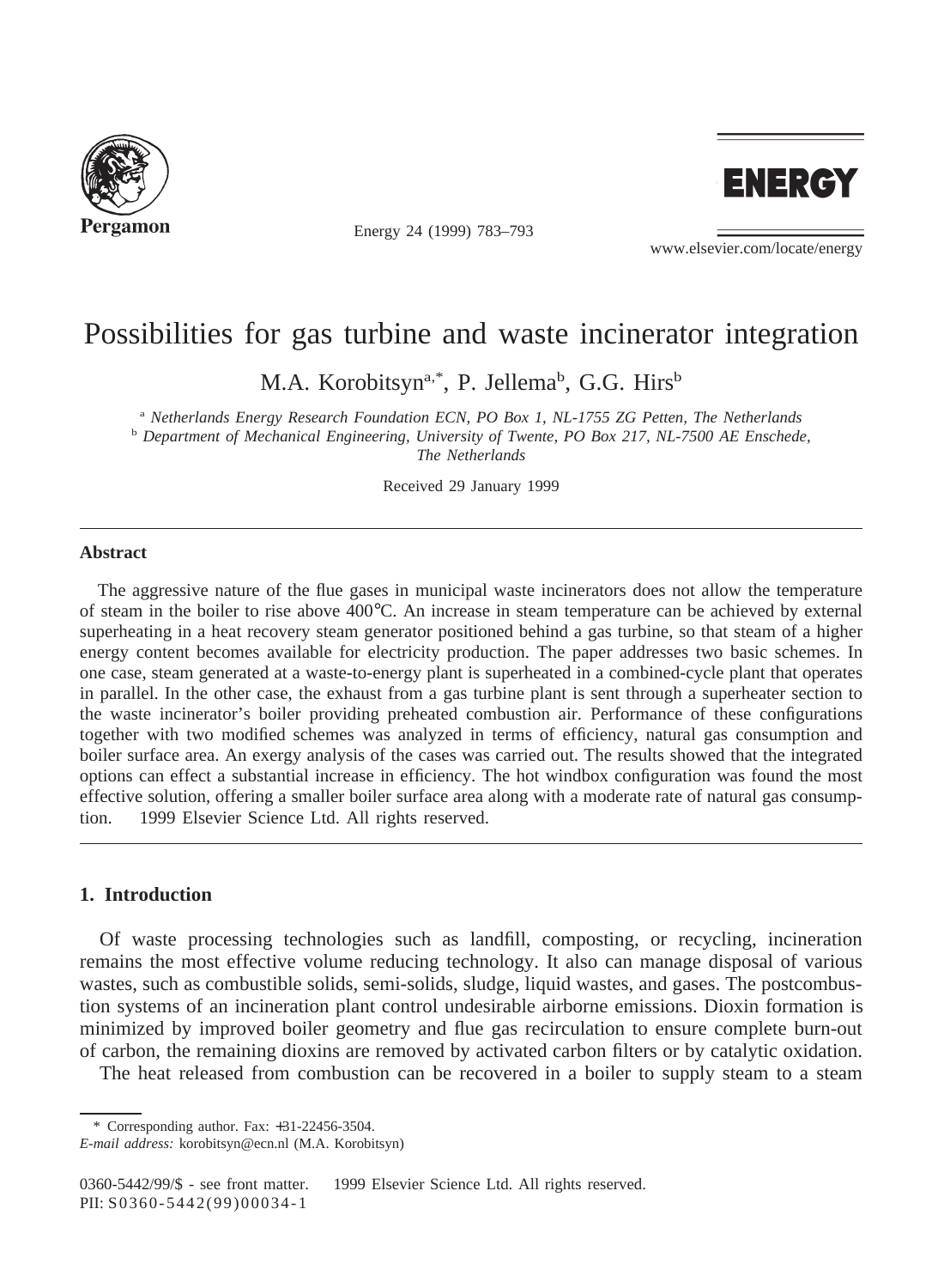# Possibilities for gas turbine and waste incinerator integration

M.A. Korobitsyn[a,*], P. Jellema[b], G.G. Hirs[b]

[a] *Netherlands Energy Research Foundation ECN, PO Box 1, NL-1755 ZG Petten, The Netherlands*
[b] *Department of Mechanical Engineering, University of Twente, PO Box 217, NL-7500 AE Enschede, The Netherlands*

Received 29 January 1999

---

**Abstract**

The aggressive nature of the flue gases in municipal waste incinerators does not allow the temperature of steam in the boiler to rise above 400°C. An increase in steam temperature can be achieved by external superheating in a heat recovery steam generator positioned behind a gas turbine, so that steam of a higher energy content becomes available for electricity production. The paper addresses two basic schemes. In one case, steam generated at a waste-to-energy plant is superheated in a combined-cycle plant that operates in parallel. In the other case, the exhaust from a gas turbine plant is sent through a superheater section to the waste incinerator's boiler providing preheated combustion air. Performance of these configurations together with two modified schemes was analyzed in terms of efficiency, natural gas consumption and boiler surface area. An exergy analysis of the cases was carried out. The results showed that the integrated options can effect a substantial increase in efficiency. The hot windbox configuration was found the most effective solution, offering a smaller boiler surface area along with a moderate rate of natural gas consumption. © 1999 Elsevier Science Ltd. All rights reserved.

---

## 1. Introduction

Of waste processing technologies such as landfill, composting, or recycling, incineration remains the most effective volume reducing technology. It also can manage disposal of various wastes, such as combustible solids, semi-solids, sludge, liquid wastes, and gases. The postcombustion systems of an incineration plant control undesirable airborne emissions. Dioxin formation is minimized by improved boiler geometry and flue gas recirculation to ensure complete burn-out of carbon, the remaining dioxins are removed by activated carbon filters or by catalytic oxidation.

The heat released from combustion can be recovered in a boiler to supply steam to a steam

\* Corresponding author. Fax: +31-22456-3504.
*E-mail address:* korobitsyn@ecn.nl (M.A. Korobitsyn)

0360-5442/99/$ - see front matter. © 1999 Elsevier Science Ltd. All rights reserved.
PII: S0360-5442(99)00034-1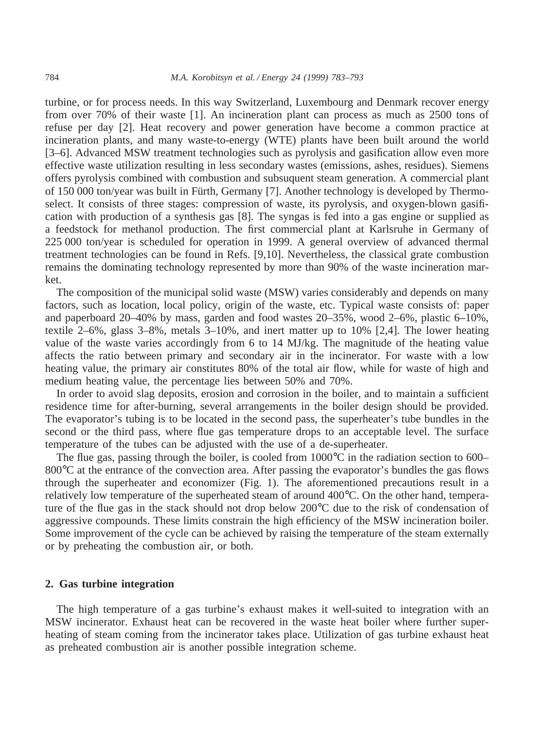turbine, or for process needs. In this way Switzerland, Luxembourg and Denmark recover energy from over 70% of their waste [1]. An incineration plant can process as much as 2500 tons of refuse per day [2]. Heat recovery and power generation have become a common practice at incineration plants, and many waste-to-energy (WTE) plants have been built around the world [3–6]. Advanced MSW treatment technologies such as pyrolysis and gasification allow even more effective waste utilization resulting in less secondary wastes (emissions, ashes, residues). Siemens offers pyrolysis combined with combustion and subsuquent steam generation. A commercial plant of 150 000 ton/year was built in Fürth, Germany [7]. Another technology is developed by Thermoselect. It consists of three stages: compression of waste, its pyrolysis, and oxygen-blown gasification with production of a synthesis gas [8]. The syngas is fed into a gas engine or supplied as a feedstock for methanol production. The first commercial plant at Karlsruhe in Germany of 225 000 ton/year is scheduled for operation in 1999. A general overview of advanced thermal treatment technologies can be found in Refs. [9,10]. Nevertheless, the classical grate combustion remains the dominating technology represented by more than 90% of the waste incineration market.

The composition of the municipal solid waste (MSW) varies considerably and depends on many factors, such as location, local policy, origin of the waste, etc. Typical waste consists of: paper and paperboard 20–40% by mass, garden and food wastes 20–35%, wood 2–6%, plastic 6–10%, textile 2–6%, glass 3–8%, metals 3–10%, and inert matter up to 10% [2,4]. The lower heating value of the waste varies accordingly from 6 to 14 MJ/kg. The magnitude of the heating value affects the ratio between primary and secondary air in the incinerator. For waste with a low heating value, the primary air constitutes 80% of the total air flow, while for waste of high and medium heating value, the percentage lies between 50% and 70%.

In order to avoid slag deposits, erosion and corrosion in the boiler, and to maintain a sufficient residence time for after-burning, several arrangements in the boiler design should be provided. The evaporator's tubing is to be located in the second pass, the superheater's tube bundles in the second or the third pass, where flue gas temperature drops to an acceptable level. The surface temperature of the tubes can be adjusted with the use of a de-superheater.

The flue gas, passing through the boiler, is cooled from 1000°C in the radiation section to 600–800°C at the entrance of the convection area. After passing the evaporator's bundles the gas flows through the superheater and economizer (Fig. 1). The aforementioned precautions result in a relatively low temperature of the superheated steam of around 400°C. On the other hand, temperature of the flue gas in the stack should not drop below 200°C due to the risk of condensation of aggressive compounds. These limits constrain the high efficiency of the MSW incineration boiler. Some improvement of the cycle can be achieved by raising the temperature of the steam externally or by preheating the combustion air, or both.

## 2. Gas turbine integration

The high temperature of a gas turbine's exhaust makes it well-suited to integration with an MSW incinerator. Exhaust heat can be recovered in the waste heat boiler where further superheating of steam coming from the incinerator takes place. Utilization of gas turbine exhaust heat as preheated combustion air is another possible integration scheme.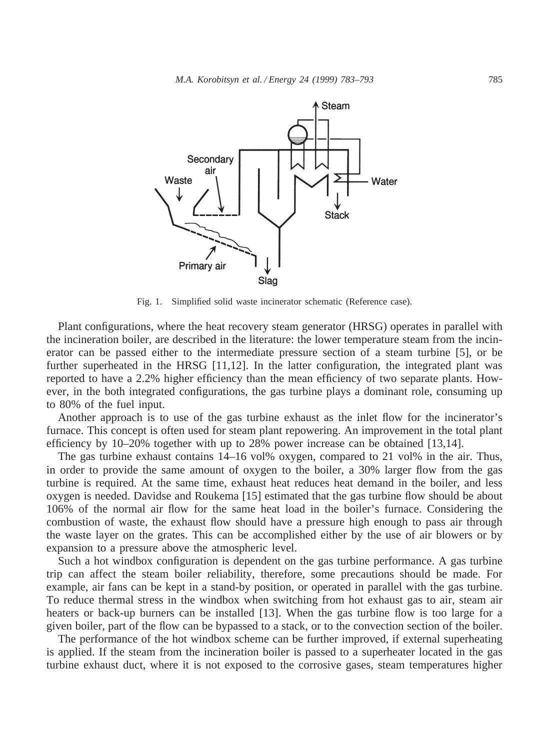Fig. 1. Simplified solid waste incinerator schematic (Reference case).

Plant configurations, where the heat recovery steam generator (HRSG) operates in parallel with the incineration boiler, are described in the literature: the lower temperature steam from the incinerator can be passed either to the intermediate pressure section of a steam turbine [5], or be further superheated in the HRSG [11,12]. In the latter configuration, the integrated plant was reported to have a 2.2% higher efficiency than the mean efficiency of two separate plants. However, in the both integrated configurations, the gas turbine plays a dominant role, consuming up to 80% of the fuel input.

Another approach is to use of the gas turbine exhaust as the inlet flow for the incinerator's furnace. This concept is often used for steam plant repowering. An improvement in the total plant efficiency by 10–20% together with up to 28% power increase can be obtained [13,14].

The gas turbine exhaust contains 14–16 vol% oxygen, compared to 21 vol% in the air. Thus, in order to provide the same amount of oxygen to the boiler, a 30% larger flow from the gas turbine is required. At the same time, exhaust heat reduces heat demand in the boiler, and less oxygen is needed. Davidse and Roukema [15] estimated that the gas turbine flow should be about 106% of the normal air flow for the same heat load in the boiler's furnace. Considering the combustion of waste, the exhaust flow should have a pressure high enough to pass air through the waste layer on the grates. This can be accomplished either by the use of air blowers or by expansion to a pressure above the atmospheric level.

Such a hot windbox configuration is dependent on the gas turbine performance. A gas turbine trip can affect the steam boiler reliability, therefore, some precautions should be made. For example, air fans can be kept in a stand-by position, or operated in parallel with the gas turbine. To reduce thermal stress in the windbox when switching from hot exhaust gas to air, steam air heaters or back-up burners can be installed [13]. When the gas turbine flow is too large for a given boiler, part of the flow can be bypassed to a stack, or to the convection section of the boiler.

The performance of the hot windbox scheme can be further improved, if external superheating is applied. If the steam from the incineration boiler is passed to a superheater located in the gas turbine exhaust duct, where it is not exposed to the corrosive gases, steam temperatures higher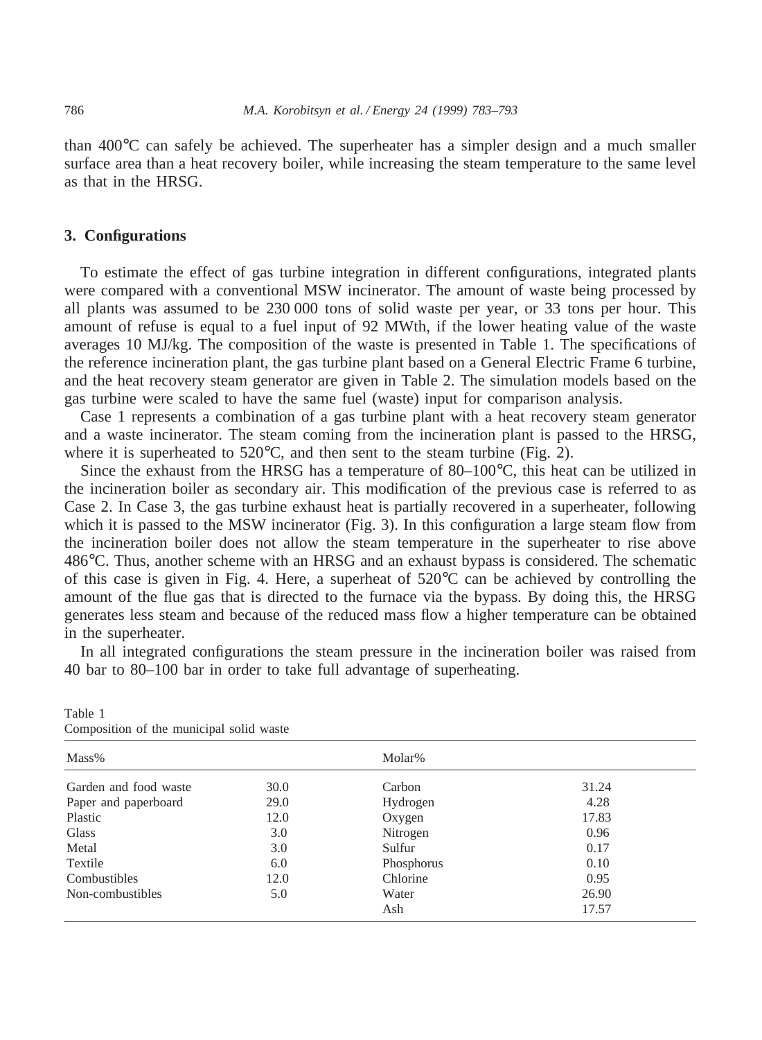than 400°C can safely be achieved. The superheater has a simpler design and a much smaller surface area than a heat recovery boiler, while increasing the steam temperature to the same level as that in the HRSG.

## 3. Configurations

To estimate the effect of gas turbine integration in different configurations, integrated plants were compared with a conventional MSW incinerator. The amount of waste being processed by all plants was assumed to be 230 000 tons of solid waste per year, or 33 tons per hour. This amount of refuse is equal to a fuel input of 92 MWth, if the lower heating value of the waste averages 10 MJ/kg. The composition of the waste is presented in Table 1. The specifications of the reference incineration plant, the gas turbine plant based on a General Electric Frame 6 turbine, and the heat recovery steam generator are given in Table 2. The simulation models based on the gas turbine were scaled to have the same fuel (waste) input for comparison analysis.

Case 1 represents a combination of a gas turbine plant with a heat recovery steam generator and a waste incinerator. The steam coming from the incineration plant is passed to the HRSG, where it is superheated to 520°C, and then sent to the steam turbine (Fig. 2).

Since the exhaust from the HRSG has a temperature of 80–100°C, this heat can be utilized in the incineration boiler as secondary air. This modification of the previous case is referred to as Case 2. In Case 3, the gas turbine exhaust heat is partially recovered in a superheater, following which it is passed to the MSW incinerator (Fig. 3). In this configuration a large steam flow from the incineration boiler does not allow the steam temperature in the superheater to rise above 486°C. Thus, another scheme with an HRSG and an exhaust bypass is considered. The schematic of this case is given in Fig. 4. Here, a superheat of 520°C can be achieved by controlling the amount of the flue gas that is directed to the furnace via the bypass. By doing this, the HRSG generates less steam and because of the reduced mass flow a higher temperature can be obtained in the superheater.

In all integrated configurations the steam pressure in the incineration boiler was raised from 40 bar to 80–100 bar in order to take full advantage of superheating.

Table 1
Composition of the municipal solid waste

| Mass% | | Molar% | |
|---|---|---|---|
| Garden and food waste | 30.0 | Carbon | 31.24 |
| Paper and paperboard | 29.0 | Hydrogen | 4.28 |
| Plastic | 12.0 | Oxygen | 17.83 |
| Glass | 3.0 | Nitrogen | 0.96 |
| Metal | 3.0 | Sulfur | 0.17 |
| Textile | 6.0 | Phosphorus | 0.10 |
| Combustibles | 12.0 | Chlorine | 0.95 |
| Non-combustibles | 5.0 | Water | 26.90 |
| | | Ash | 17.57 |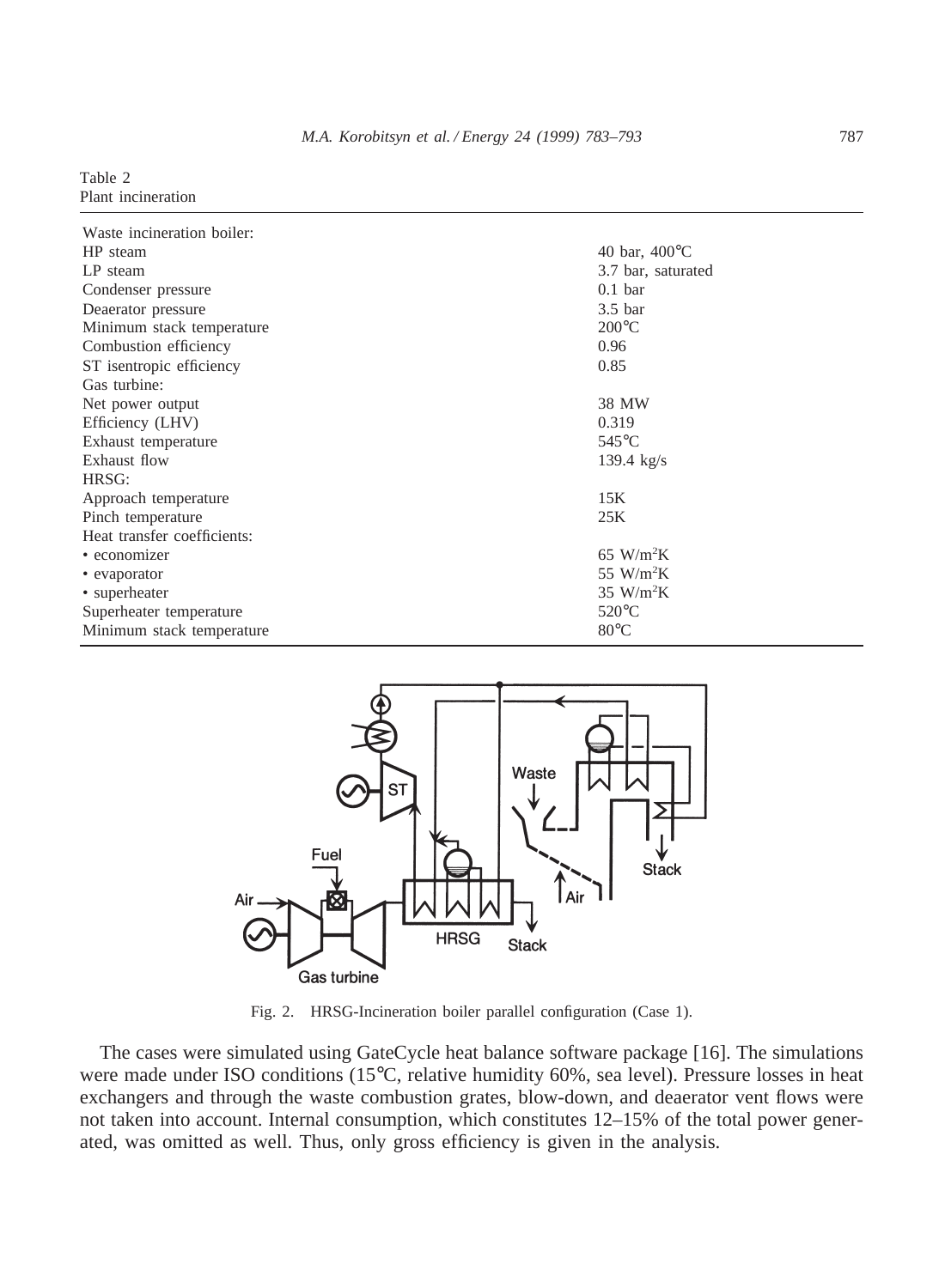Table 2
Plant incineration

| | |
|---|---|
| Waste incineration boiler: | |
| HP steam | 40 bar, 400°C |
| LP steam | 3.7 bar, saturated |
| Condenser pressure | 0.1 bar |
| Deaerator pressure | 3.5 bar |
| Minimum stack temperature | 200°C |
| Combustion efficiency | 0.96 |
| ST isentropic efficiency | 0.85 |
| Gas turbine: | |
| Net power output | 38 MW |
| Efficiency (LHV) | 0.319 |
| Exhaust temperature | 545°C |
| Exhaust flow | 139.4 kg/s |
| HRSG: | |
| Approach temperature | 15K |
| Pinch temperature | 25K |
| Heat transfer coefficients: | |
| • economizer | 65 $W/m^2K$ |
| • evaporator | 55 $W/m^2K$ |
| • superheater | 35 $W/m^2K$ |
| Superheater temperature | 520°C |
| Minimum stack temperature | 80°C |

Fig. 2. HRSG-Incineration boiler parallel configuration (Case 1).

The cases were simulated using GateCycle heat balance software package [16]. The simulations were made under ISO conditions (15°C, relative humidity 60%, sea level). Pressure losses in heat exchangers and through the waste combustion grates, blow-down, and deaerator vent flows were not taken into account. Internal consumption, which constitutes 12–15% of the total power generated, was omitted as well. Thus, only gross efficiency is given in the analysis.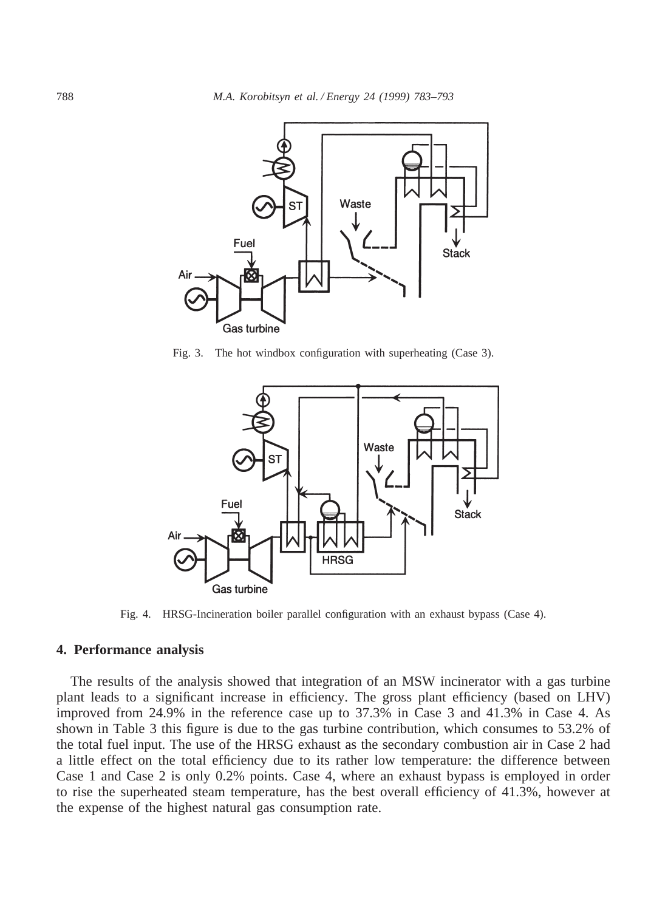Fig. 3. The hot windbox configuration with superheating (Case 3).

Fig. 4. HRSG-Incineration boiler parallel configuration with an exhaust bypass (Case 4).

## 4. Performance analysis

The results of the analysis showed that integration of an MSW incinerator with a gas turbine plant leads to a significant increase in efficiency. The gross plant efficiency (based on LHV) improved from 24.9% in the reference case up to 37.3% in Case 3 and 41.3% in Case 4. As shown in Table 3 this figure is due to the gas turbine contribution, which consumes to 53.2% of the total fuel input. The use of the HRSG exhaust as the secondary combustion air in Case 2 had a little effect on the total efficiency due to its rather low temperature: the difference between Case 1 and Case 2 is only 0.2% points. Case 4, where an exhaust bypass is employed in order to rise the superheated steam temperature, has the best overall efficiency of 41.3%, however at the expense of the highest natural gas consumption rate.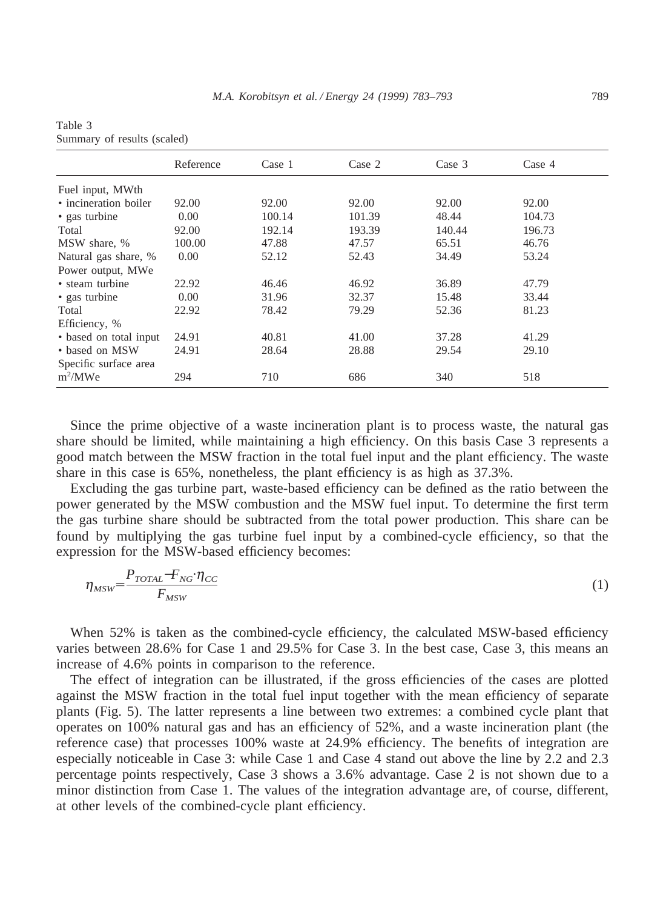Table 3
Summary of results (scaled)

| | Reference | Case 1 | Case 2 | Case 3 | Case 4 |
|---|---|---|---|---|---|
| Fuel input, MWth | | | | | |
| • incineration boiler | 92.00 | 92.00 | 92.00 | 92.00 | 92.00 |
| • gas turbine | 0.00 | 100.14 | 101.39 | 48.44 | 104.73 |
| Total | 92.00 | 192.14 | 193.39 | 140.44 | 196.73 |
| MSW share, % | 100.00 | 47.88 | 47.57 | 65.51 | 46.76 |
| Natural gas share, % | 0.00 | 52.12 | 52.43 | 34.49 | 53.24 |
| Power output, MWe | | | | | |
| • steam turbine | 22.92 | 46.46 | 46.92 | 36.89 | 47.79 |
| • gas turbine | 0.00 | 31.96 | 32.37 | 15.48 | 33.44 |
| Total | 22.92 | 78.42 | 79.29 | 52.36 | 81.23 |
| Efficiency, % | | | | | |
| • based on total input | 24.91 | 40.81 | 41.00 | 37.28 | 41.29 |
| • based on MSW | 24.91 | 28.64 | 28.88 | 29.54 | 29.10 |
| Specific surface area $m^2$/MWe | 294 | 710 | 686 | 340 | 518 |

Since the prime objective of a waste incineration plant is to process waste, the natural gas share should be limited, while maintaining a high efficiency. On this basis Case 3 represents a good match between the MSW fraction in the total fuel input and the plant efficiency. The waste share in this case is 65%, nonetheless, the plant efficiency is as high as 37.3%.

Excluding the gas turbine part, waste-based efficiency can be defined as the ratio between the power generated by the MSW combustion and the MSW fuel input. To determine the first term the gas turbine share should be subtracted from the total power production. This share can be found by multiplying the gas turbine fuel input by a combined-cycle efficiency, so that the expression for the MSW-based efficiency becomes:

$$\eta_{MSW}=\frac{P_{TOTAL}-F_{NG}\cdot\eta_{CC}}{F_{MSW}} \tag{1}$$

When 52% is taken as the combined-cycle efficiency, the calculated MSW-based efficiency varies between 28.6% for Case 1 and 29.5% for Case 3. In the best case, Case 3, this means an increase of 4.6% points in comparison to the reference.

The effect of integration can be illustrated, if the gross efficiencies of the cases are plotted against the MSW fraction in the total fuel input together with the mean efficiency of separate plants (Fig. 5). The latter represents a line between two extremes: a combined cycle plant that operates on 100% natural gas and has an efficiency of 52%, and a waste incineration plant (the reference case) that processes 100% waste at 24.9% efficiency. The benefits of integration are especially noticeable in Case 3: while Case 1 and Case 4 stand out above the line by 2.2 and 2.3 percentage points respectively, Case 3 shows a 3.6% advantage. Case 2 is not shown due to a minor distinction from Case 1. The values of the integration advantage are, of course, different, at other levels of the combined-cycle plant efficiency.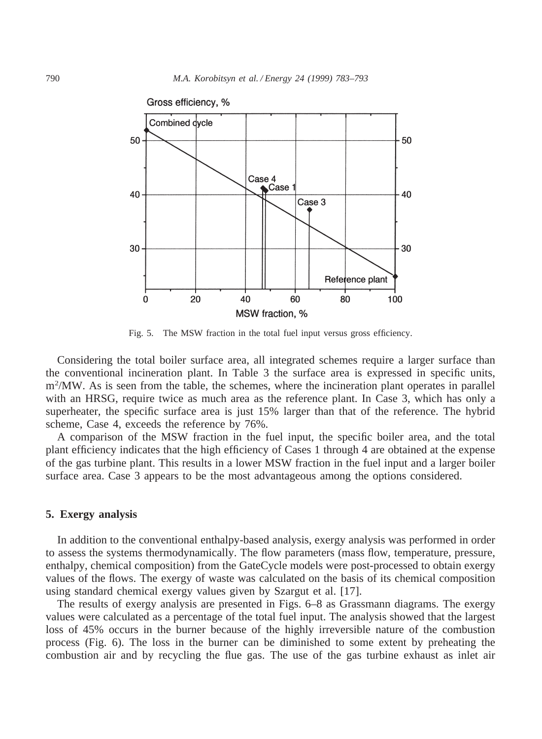Fig. 5. The MSW fraction in the total fuel input versus gross efficiency.

Considering the total boiler surface area, all integrated schemes require a larger surface than the conventional incineration plant. In Table 3 the surface area is expressed in specific units, $m^2$/MW. As is seen from the table, the schemes, where the incineration plant operates in parallel with an HRSG, require twice as much area as the reference plant. In Case 3, which has only a superheater, the specific surface area is just 15% larger than that of the reference. The hybrid scheme, Case 4, exceeds the reference by 76%.

A comparison of the MSW fraction in the fuel input, the specific boiler area, and the total plant efficiency indicates that the high efficiency of Cases 1 through 4 are obtained at the expense of the gas turbine plant. This results in a lower MSW fraction in the fuel input and a larger boiler surface area. Case 3 appears to be the most advantageous among the options considered.

## 5. Exergy analysis

In addition to the conventional enthalpy-based analysis, exergy analysis was performed in order to assess the systems thermodynamically. The flow parameters (mass flow, temperature, pressure, enthalpy, chemical composition) from the GateCycle models were post-processed to obtain exergy values of the flows. The exergy of waste was calculated on the basis of its chemical composition using standard chemical exergy values given by Szargut et al. [17].

The results of exergy analysis are presented in Figs. 6–8 as Grassmann diagrams. The exergy values were calculated as a percentage of the total fuel input. The analysis showed that the largest loss of 45% occurs in the burner because of the highly irreversible nature of the combustion process (Fig. 6). The loss in the burner can be diminished to some extent by preheating the combustion air and by recycling the flue gas. The use of the gas turbine exhaust as inlet air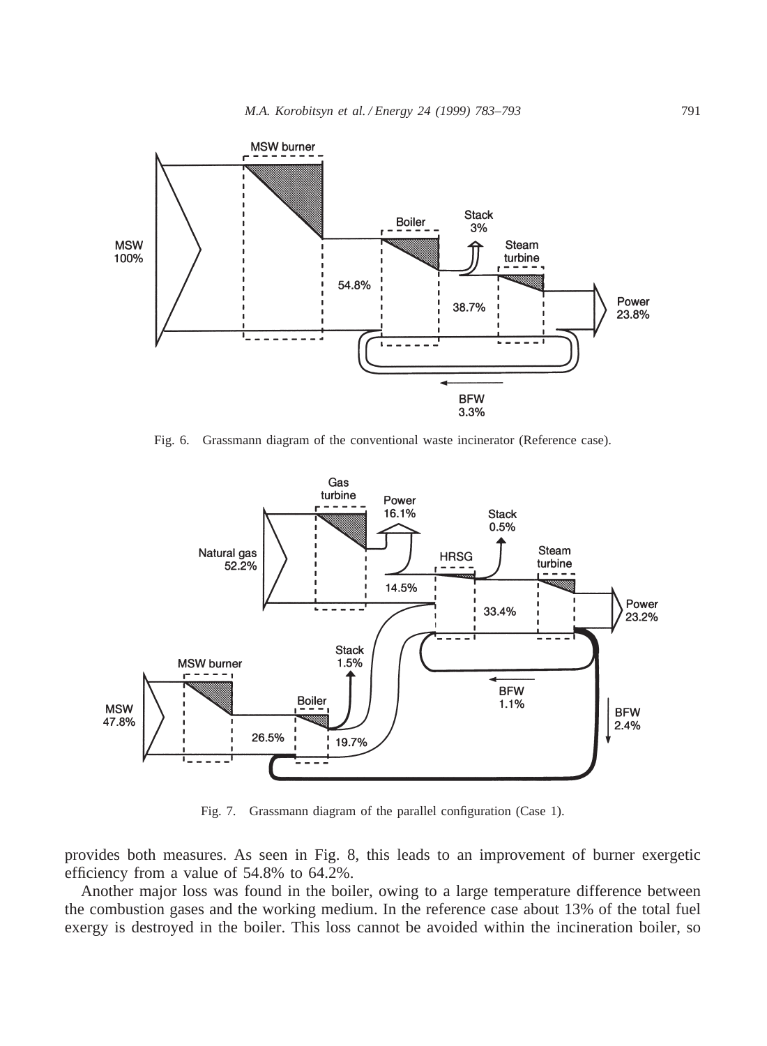Fig. 6. Grassmann diagram of the conventional waste incinerator (Reference case).

Fig. 7. Grassmann diagram of the parallel configuration (Case 1).

provides both measures. As seen in Fig. 8, this leads to an improvement of burner exergetic efficiency from a value of 54.8% to 64.2%.

Another major loss was found in the boiler, owing to a large temperature difference between the combustion gases and the working medium. In the reference case about 13% of the total fuel exergy is destroyed in the boiler. This loss cannot be avoided within the incineration boiler, so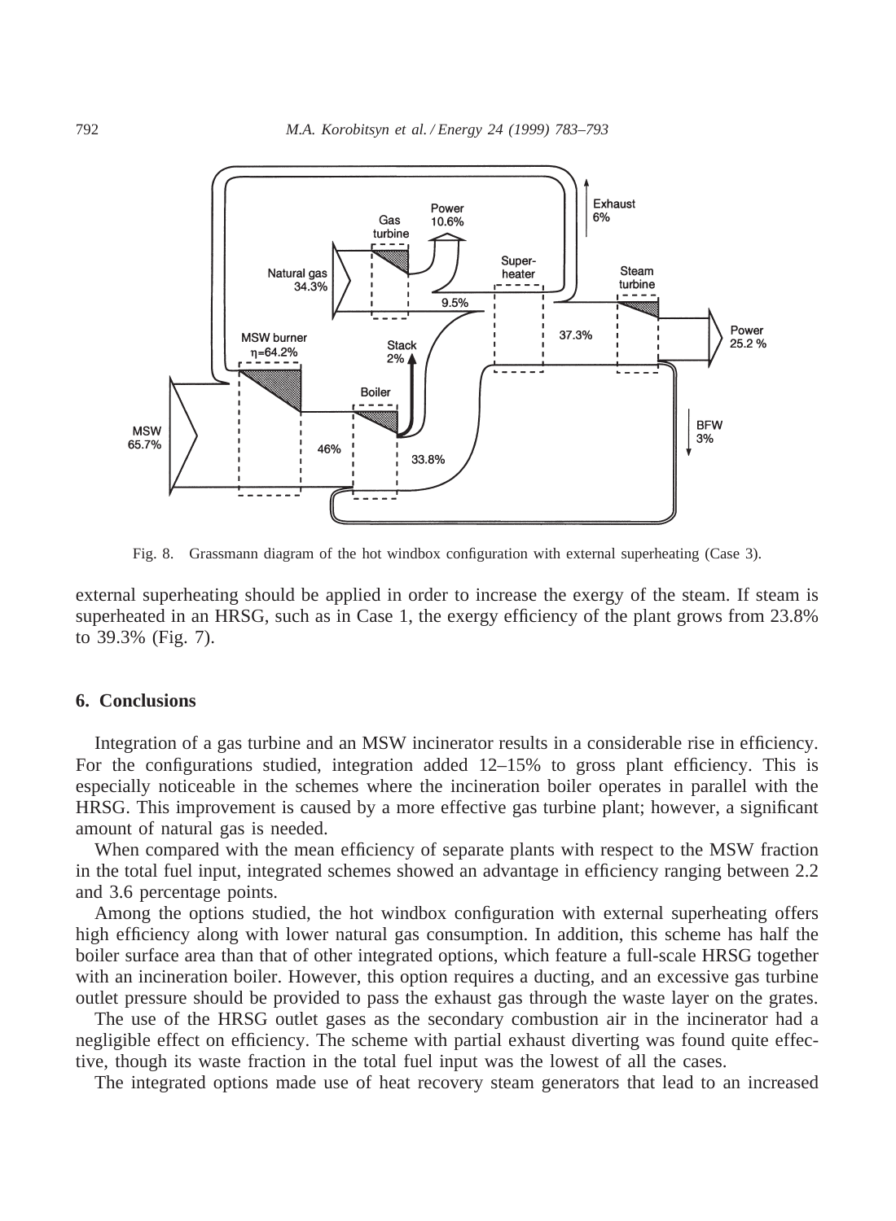Fig. 8. Grassmann diagram of the hot windbox configuration with external superheating (Case 3).

external superheating should be applied in order to increase the exergy of the steam. If steam is superheated in an HRSG, such as in Case 1, the exergy efficiency of the plant grows from 23.8% to 39.3% (Fig. 7).

## 6. Conclusions

Integration of a gas turbine and an MSW incinerator results in a considerable rise in efficiency. For the configurations studied, integration added 12–15% to gross plant efficiency. This is especially noticeable in the schemes where the incineration boiler operates in parallel with the HRSG. This improvement is caused by a more effective gas turbine plant; however, a significant amount of natural gas is needed.

When compared with the mean efficiency of separate plants with respect to the MSW fraction in the total fuel input, integrated schemes showed an advantage in efficiency ranging between 2.2 and 3.6 percentage points.

Among the options studied, the hot windbox configuration with external superheating offers high efficiency along with lower natural gas consumption. In addition, this scheme has half the boiler surface area than that of other integrated options, which feature a full-scale HRSG together with an incineration boiler. However, this option requires a ducting, and an excessive gas turbine outlet pressure should be provided to pass the exhaust gas through the waste layer on the grates.

The use of the HRSG outlet gases as the secondary combustion air in the incinerator had a negligible effect on efficiency. The scheme with partial exhaust diverting was found quite effective, though its waste fraction in the total fuel input was the lowest of all the cases.

The integrated options made use of heat recovery steam generators that lead to an increased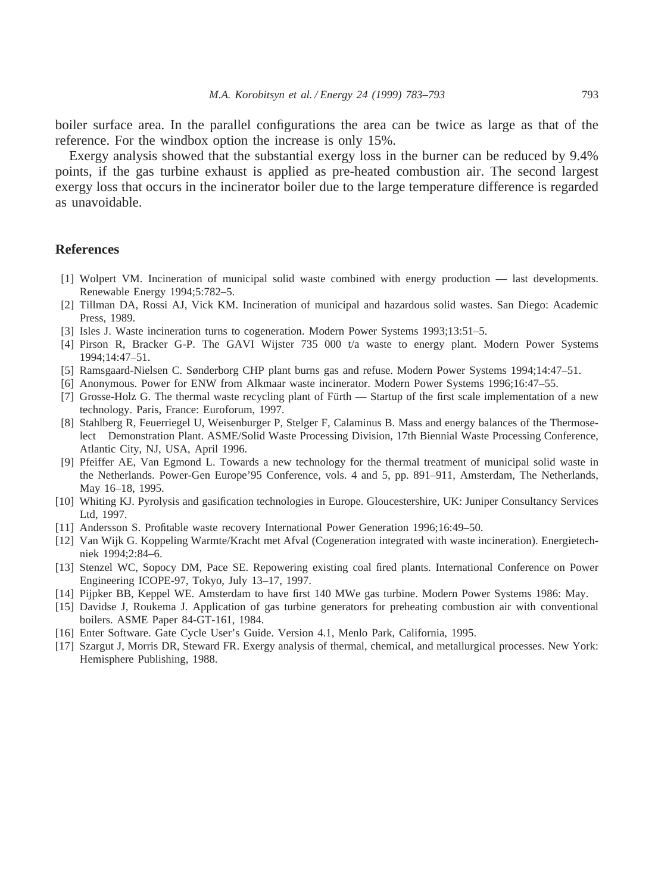boiler surface area. In the parallel configurations the area can be twice as large as that of the reference. For the windbox option the increase is only 15%.

Exergy analysis showed that the substantial exergy loss in the burner can be reduced by 9.4% points, if the gas turbine exhaust is applied as pre-heated combustion air. The second largest exergy loss that occurs in the incinerator boiler due to the large temperature difference is regarded as unavoidable.

## References

[1] Wolpert VM. Incineration of municipal solid waste combined with energy production — last developments. Renewable Energy 1994;5:782–5.

[2] Tillman DA, Rossi AJ, Vick KM. Incineration of municipal and hazardous solid wastes. San Diego: Academic Press, 1989.

[3] Isles J. Waste incineration turns to cogeneration. Modern Power Systems 1993;13:51–5.

[4] Pirson R, Bracker G-P. The GAVI Wijster 735 000 t/a waste to energy plant. Modern Power Systems 1994;14:47–51.

[5] Ramsgaard-Nielsen C. Sønderborg CHP plant burns gas and refuse. Modern Power Systems 1994;14:47–51.

[6] Anonymous. Power for ENW from Alkmaar waste incinerator. Modern Power Systems 1996;16:47–55.

[7] Grosse-Holz G. The thermal waste recycling plant of Fürth — Startup of the first scale implementation of a new technology. Paris, France: Euroforum, 1997.

[8] Stahlberg R, Feuerriegel U, Weisenburger P, Stelger F, Calaminus B. Mass and energy balances of the Thermoselect Demonstration Plant. ASME/Solid Waste Processing Division, 17th Biennial Waste Processing Conference, Atlantic City, NJ, USA, April 1996.

[9] Pfeiffer AE, Van Egmond L. Towards a new technology for the thermal treatment of municipal solid waste in the Netherlands. Power-Gen Europe'95 Conference, vols. 4 and 5, pp. 891–911, Amsterdam, The Netherlands, May 16–18, 1995.

[10] Whiting KJ. Pyrolysis and gasification technologies in Europe. Gloucestershire, UK: Juniper Consultancy Services Ltd, 1997.

[11] Andersson S. Profitable waste recovery International Power Generation 1996;16:49–50.

[12] Van Wijk G. Koppeling Warmte/Kracht met Afval (Cogeneration integrated with waste incineration). Energietechniek 1994;2:84–6.

[13] Stenzel WC, Sopocy DM, Pace SE. Repowering existing coal fired plants. International Conference on Power Engineering ICOPE-97, Tokyo, July 13–17, 1997.

[14] Pijpker BB, Keppel WE. Amsterdam to have first 140 MWe gas turbine. Modern Power Systems 1986: May.

[15] Davidse J, Roukema J. Application of gas turbine generators for preheating combustion air with conventional boilers. ASME Paper 84-GT-161, 1984.

[16] Enter Software. Gate Cycle User's Guide. Version 4.1, Menlo Park, California, 1995.

[17] Szargut J, Morris DR, Steward FR. Exergy analysis of thermal, chemical, and metallurgical processes. New York: Hemisphere Publishing, 1988.